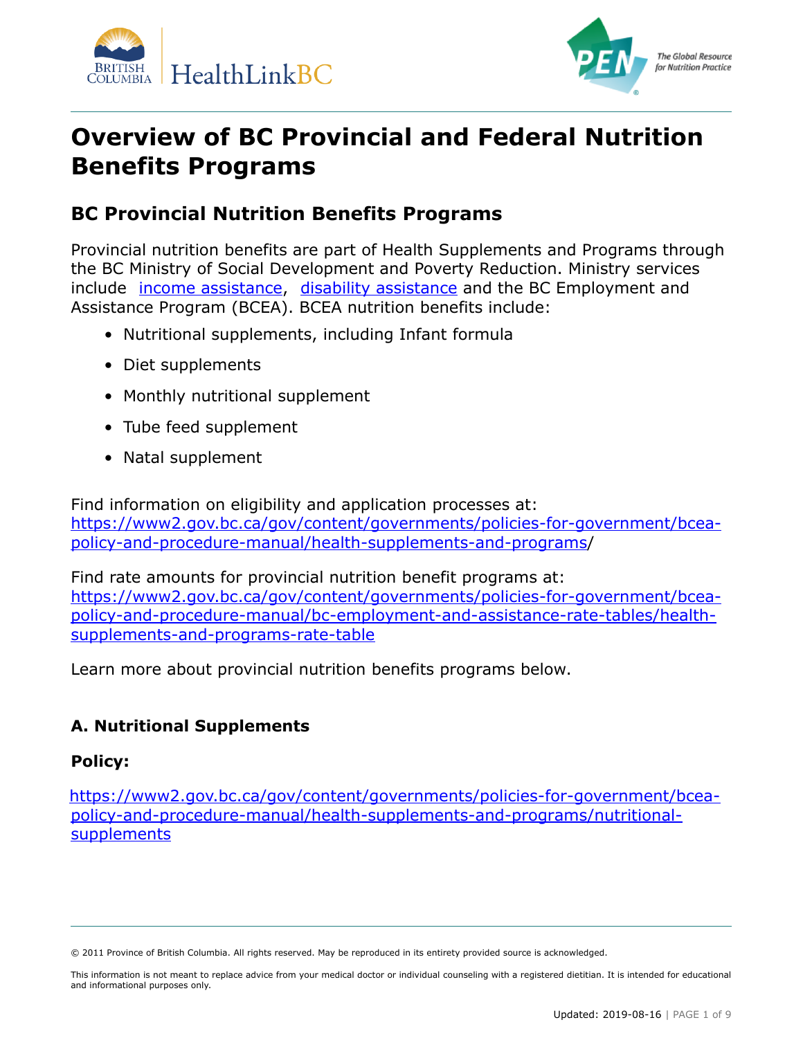# Overview of BC Provincial and Federal Nutrition Benefits Programs

## BC Provincial Nutrition Benefits Programs

Provincial nutrition benefits are part of Health Supplements and Programs through the BC Ministry of Social Development and Poverty Reduction. Ministry services include income assistance, disability assistance and the BC Employment and Assistance Program (BCEA). BCEA nutrition benefits include:

- Nutritional supplements, including Infant formula
- Diet supplements
- Monthly nutritional supplement
- Tube feed supplement
- Natal supplement

Find information on eligibility and application processes at: https://www2.gov.bc.ca/gov/content/governments/policies-for-government/bcea-policy-and-procedure-manual/health-supplements-and-programs/

Find rate amounts for provincial nutrition benefit programs at: https://www2.gov.bc.ca/gov/content/governments/policies-for-government/bcea-policy-and-procedure-manual/bc-employment-and-assistance-rate-tables/health-supplements-and-programs-rate-table

Learn more about provincial nutrition benefits programs below.

### A. Nutritional Supplements

**Policy:**

https://www2.gov.bc.ca/gov/content/governments/policies-for-government/bcea-policy-and-procedure-manual/health-supplements-and-programs/nutritional-supplements

© 2011 Province of British Columbia. All rights reserved. May be reproduced in its entirety provided source is acknowledged.

This information is not meant to replace advice from your medical doctor or individual counseling with a registered dietitian. It is intended for educational and informational purposes only.

Updated: 2019-08-16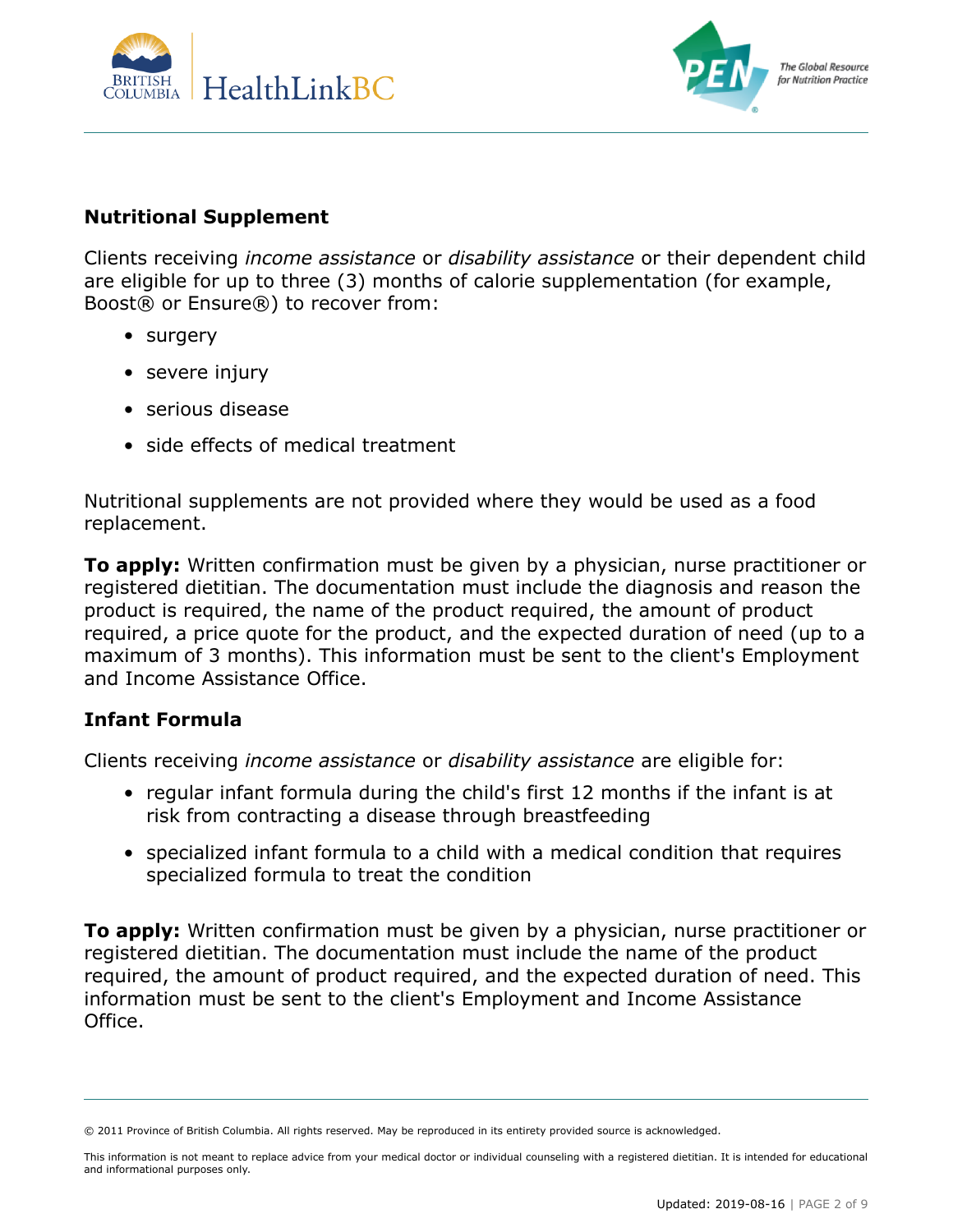## Nutritional Supplement

Clients receiving *income assistance* or *disability assistance* or their dependent child are eligible for up to three (3) months of calorie supplementation (for example, Boost® or Ensure®) to recover from:

- surgery
- severe injury
- serious disease
- side effects of medical treatment

Nutritional supplements are not provided where they would be used as a food replacement.

**To apply:** Written confirmation must be given by a physician, nurse practitioner or registered dietitian. The documentation must include the diagnosis and reason the product is required, the name of the product required, the amount of product required, a price quote for the product, and the expected duration of need (up to a maximum of 3 months). This information must be sent to the client's Employment and Income Assistance Office.

## Infant Formula

Clients receiving *income assistance* or *disability assistance* are eligible for:

- regular infant formula during the child's first 12 months if the infant is at risk from contracting a disease through breastfeeding
- specialized infant formula to a child with a medical condition that requires specialized formula to treat the condition

**To apply:** Written confirmation must be given by a physician, nurse practitioner or registered dietitian. The documentation must include the name of the product required, the amount of product required, and the expected duration of need. This information must be sent to the client's Employment and Income Assistance Office.

© 2011 Province of British Columbia. All rights reserved. May be reproduced in its entirety provided source is acknowledged.

This information is not meant to replace advice from your medical doctor or individual counseling with a registered dietitian. It is intended for educational and informational purposes only.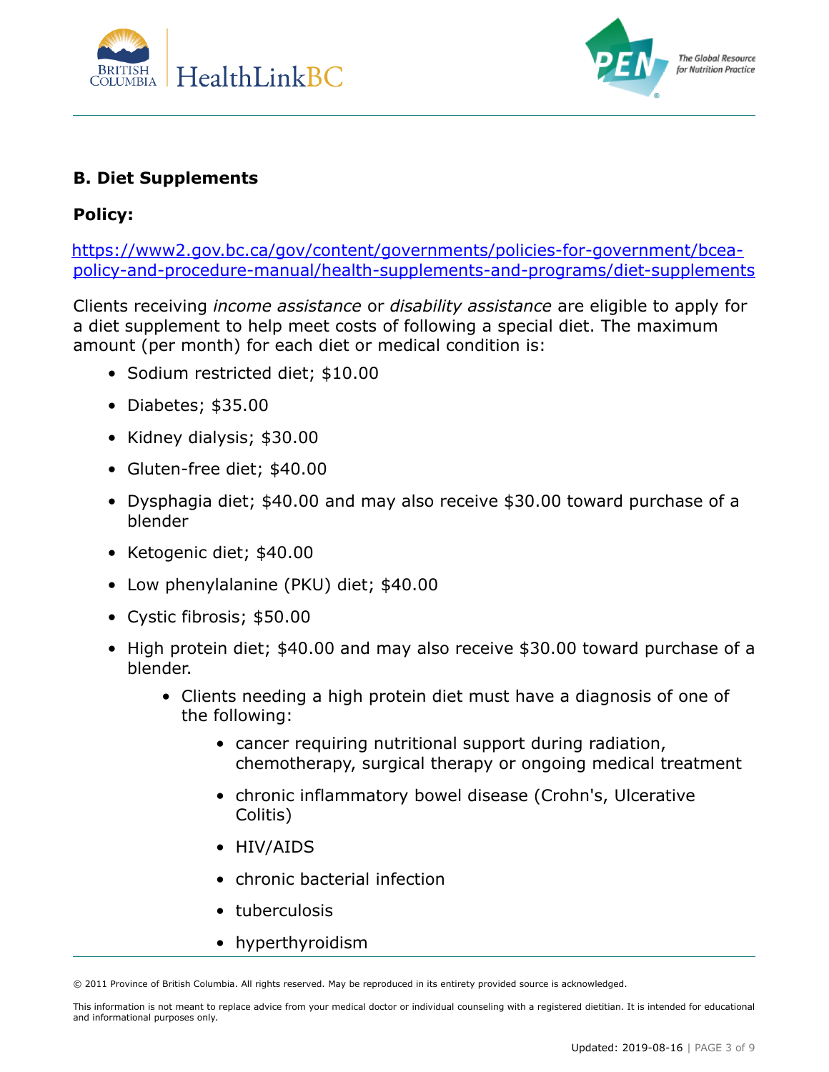### B. Diet Supplements

**Policy:**

https://www2.gov.bc.ca/gov/content/governments/policies-for-government/bcea-policy-and-procedure-manual/health-supplements-and-programs/diet-supplements

Clients receiving *income assistance* or *disability assistance* are eligible to apply for a diet supplement to help meet costs of following a special diet. The maximum amount (per month) for each diet or medical condition is:

- Sodium restricted diet; $10.00
- Diabetes; $35.00
- Kidney dialysis; $30.00
- Gluten-free diet; $40.00
- Dysphagia diet; $40.00 and may also receive $30.00 toward purchase of a blender
- Ketogenic diet; $40.00
- Low phenylalanine (PKU) diet; $40.00
- Cystic fibrosis; $50.00
- High protein diet; $40.00 and may also receive $30.00 toward purchase of a blender.
    - Clients needing a high protein diet must have a diagnosis of one of the following:
        - cancer requiring nutritional support during radiation, chemotherapy, surgical therapy or ongoing medical treatment
        - chronic inflammatory bowel disease (Crohn's, Ulcerative Colitis)
        - HIV/AIDS
        - chronic bacterial infection
        - tuberculosis
        - hyperthyroidism

© 2011 Province of British Columbia. All rights reserved. May be reproduced in its entirety provided source is acknowledged.

This information is not meant to replace advice from your medical doctor or individual counseling with a registered dietitian. It is intended for educational and informational purposes only.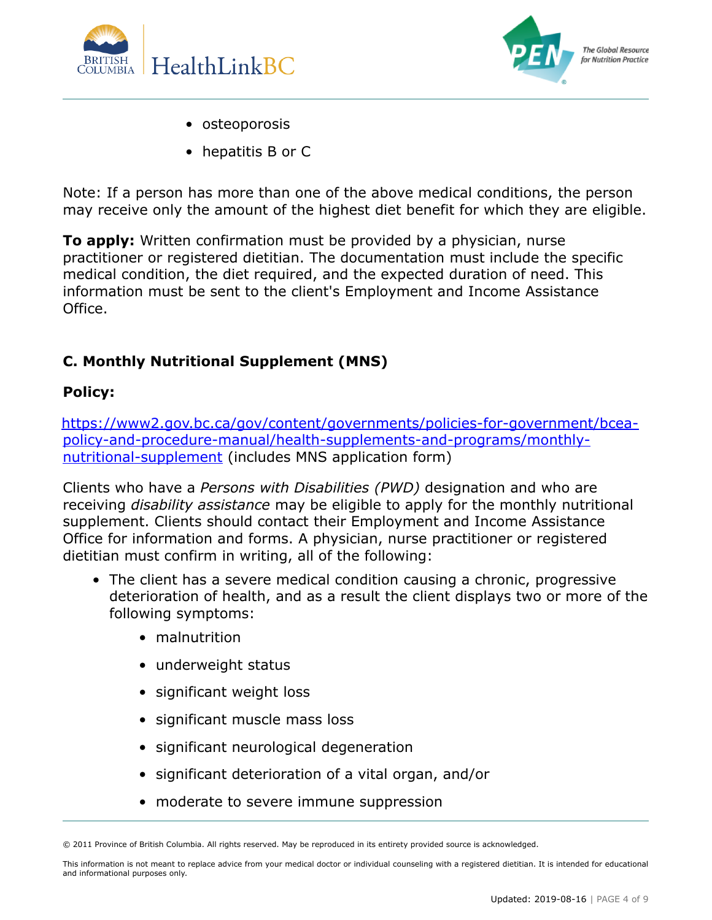- osteoporosis
- hepatitis B or C

Note: If a person has more than one of the above medical conditions, the person may receive only the amount of the highest diet benefit for which they are eligible.

**To apply:** Written confirmation must be provided by a physician, nurse practitioner or registered dietitian. The documentation must include the specific medical condition, the diet required, and the expected duration of need. This information must be sent to the client's Employment and Income Assistance Office.

### C. Monthly Nutritional Supplement (MNS)

**Policy:**

https://www2.gov.bc.ca/gov/content/governments/policies-for-government/bcea-policy-and-procedure-manual/health-supplements-and-programs/monthly-nutritional-supplement (includes MNS application form)

Clients who have a *Persons with Disabilities (PWD)* designation and who are receiving *disability assistance* may be eligible to apply for the monthly nutritional supplement. Clients should contact their Employment and Income Assistance Office for information and forms. A physician, nurse practitioner or registered dietitian must confirm in writing, all of the following:

- The client has a severe medical condition causing a chronic, progressive deterioration of health, and as a result the client displays two or more of the following symptoms:
  - malnutrition
  - underweight status
  - significant weight loss
  - significant muscle mass loss
  - significant neurological degeneration
  - significant deterioration of a vital organ, and/or
  - moderate to severe immune suppression

© 2011 Province of British Columbia. All rights reserved. May be reproduced in its entirety provided source is acknowledged.

This information is not meant to replace advice from your medical doctor or individual counseling with a registered dietitian. It is intended for educational and informational purposes only.

Updated: 2019-08-16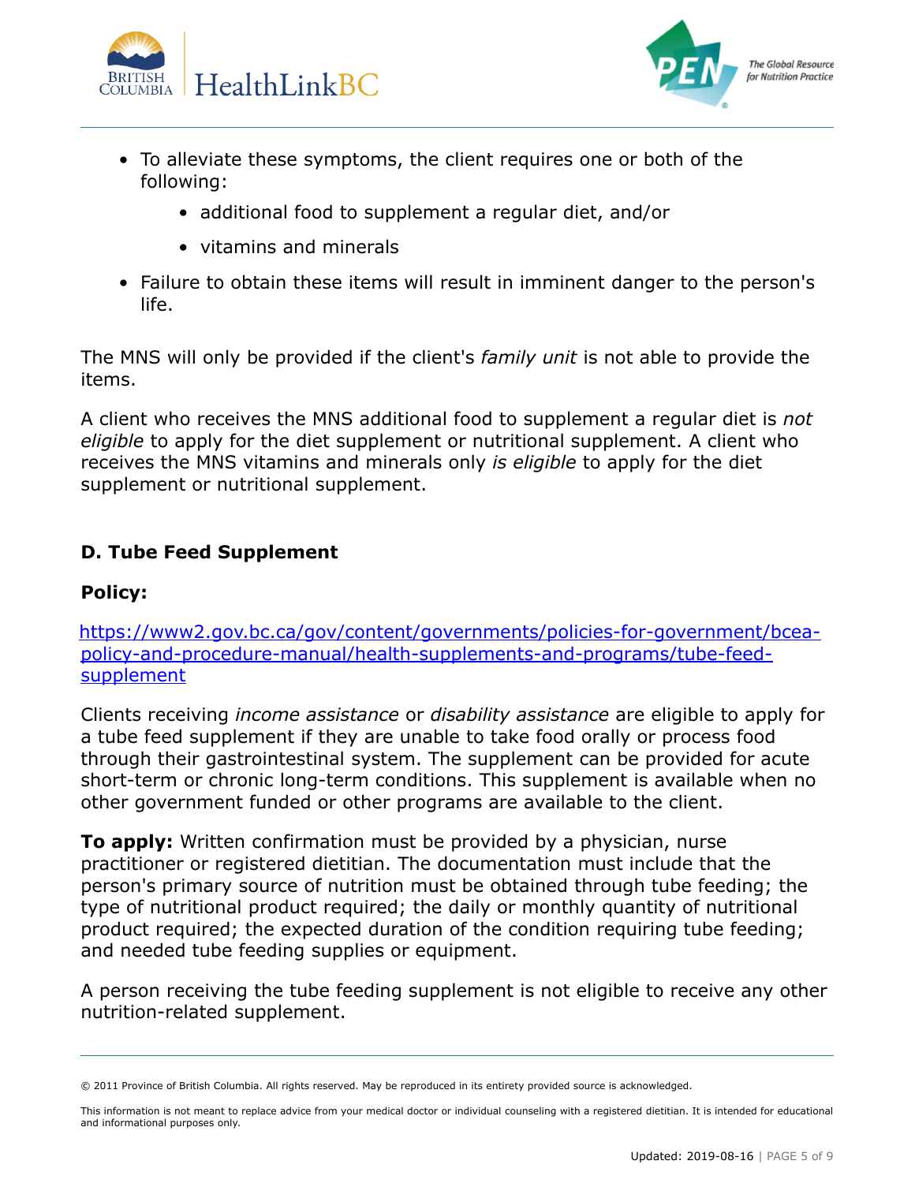- To alleviate these symptoms, the client requires one or both of the following:
  - additional food to supplement a regular diet, and/or
  - vitamins and minerals
- Failure to obtain these items will result in imminent danger to the person's life.

The MNS will only be provided if the client's *family unit* is not able to provide the items.

A client who receives the MNS additional food to supplement a regular diet is *not eligible* to apply for the diet supplement or nutritional supplement. A client who receives the MNS vitamins and minerals only *is eligible* to apply for the diet supplement or nutritional supplement.

### D. Tube Feed Supplement

**Policy:**

[https://www2.gov.bc.ca/gov/content/governments/policies-for-government/bcea-policy-and-procedure-manual/health-supplements-and-programs/tube-feed-supplement](https://www2.gov.bc.ca/gov/content/governments/policies-for-government/bcea-policy-and-procedure-manual/health-supplements-and-programs/tube-feed-supplement)

Clients receiving *income assistance* or *disability assistance* are eligible to apply for a tube feed supplement if they are unable to take food orally or process food through their gastrointestinal system. The supplement can be provided for acute short-term or chronic long-term conditions. This supplement is available when no other government funded or other programs are available to the client.

**To apply:** Written confirmation must be provided by a physician, nurse practitioner or registered dietitian. The documentation must include that the person's primary source of nutrition must be obtained through tube feeding; the type of nutritional product required; the daily or monthly quantity of nutritional product required; the expected duration of the condition requiring tube feeding; and needed tube feeding supplies or equipment.

A person receiving the tube feeding supplement is not eligible to receive any other nutrition-related supplement.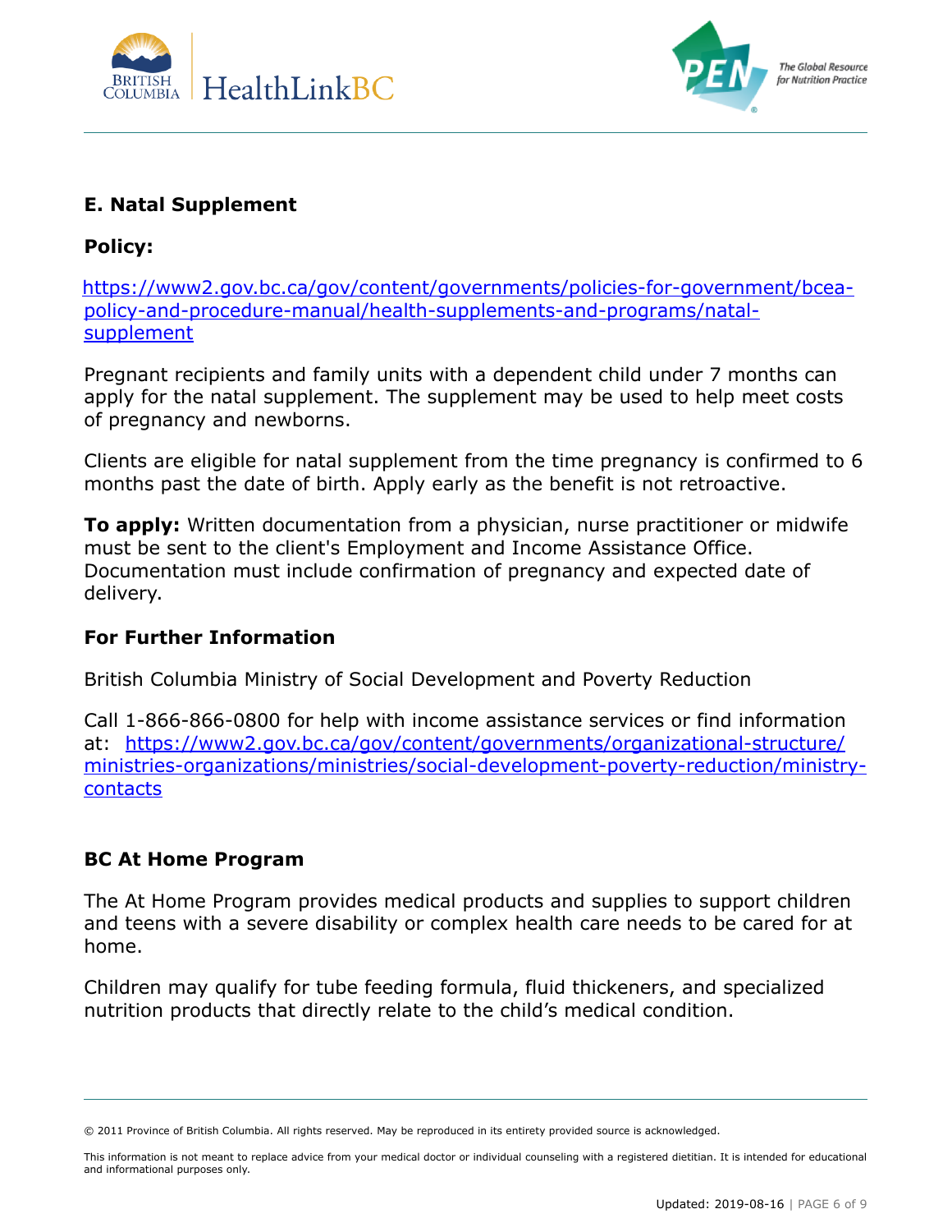### E. Natal Supplement

**Policy:**

https://www2.gov.bc.ca/gov/content/governments/policies-for-government/bcea-policy-and-procedure-manual/health-supplements-and-programs/natal-supplement

Pregnant recipients and family units with a dependent child under 7 months can apply for the natal supplement. The supplement may be used to help meet costs of pregnancy and newborns.

Clients are eligible for natal supplement from the time pregnancy is confirmed to 6 months past the date of birth. Apply early as the benefit is not retroactive.

**To apply:** Written documentation from a physician, nurse practitioner or midwife must be sent to the client's Employment and Income Assistance Office. Documentation must include confirmation of pregnancy and expected date of delivery.

### For Further Information

British Columbia Ministry of Social Development and Poverty Reduction

Call 1-866-866-0800 for help with income assistance services or find information at: https://www2.gov.bc.ca/gov/content/governments/organizational-structure/ministries-organizations/ministries/social-development-poverty-reduction/ministry-contacts

### BC At Home Program

The At Home Program provides medical products and supplies to support children and teens with a severe disability or complex health care needs to be cared for at home.

Children may qualify for tube feeding formula, fluid thickeners, and specialized nutrition products that directly relate to the child's medical condition.

© 2011 Province of British Columbia. All rights reserved. May be reproduced in its entirety provided source is acknowledged.

This information is not meant to replace advice from your medical doctor or individual counseling with a registered dietitian. It is intended for educational and informational purposes only.

Updated: 2019-08-16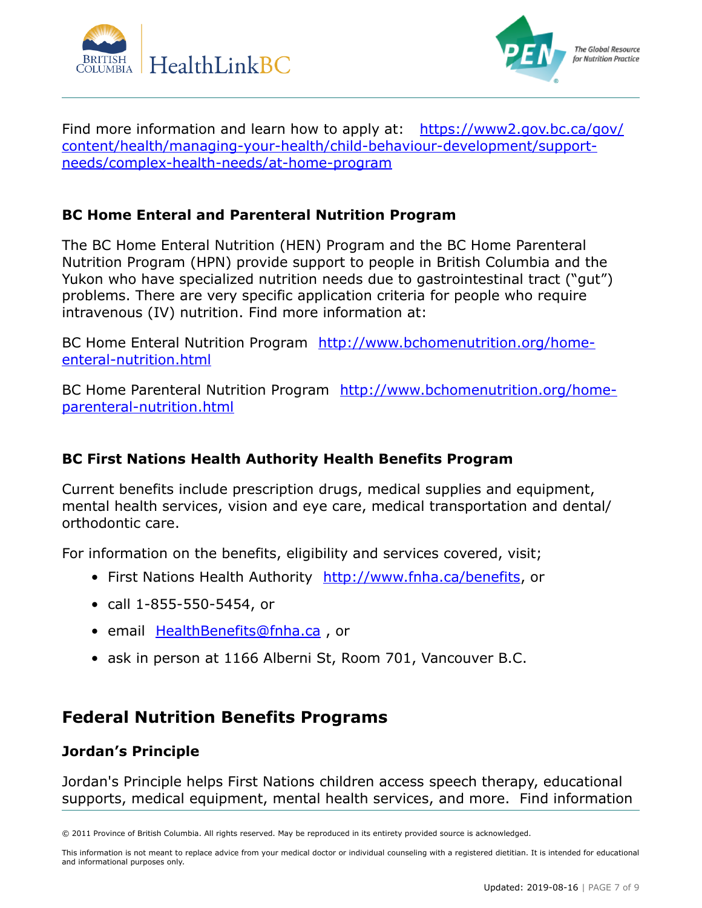Find more information and learn how to apply at: [https://www2.gov.bc.ca/gov/content/health/managing-your-health/child-behaviour-development/support-needs/complex-health-needs/at-home-program](https://www2.gov.bc.ca/gov/content/health/managing-your-health/child-behaviour-development/support-needs/complex-health-needs/at-home-program)

### BC Home Enteral and Parenteral Nutrition Program

The BC Home Enteral Nutrition (HEN) Program and the BC Home Parenteral Nutrition Program (HPN) provide support to people in British Columbia and the Yukon who have specialized nutrition needs due to gastrointestinal tract ("gut") problems. There are very specific application criteria for people who require intravenous (IV) nutrition. Find more information at:

BC Home Enteral Nutrition Program [http://www.bchomenutrition.org/home-enteral-nutrition.html](http://www.bchomenutrition.org/home-enteral-nutrition.html)

BC Home Parenteral Nutrition Program [http://www.bchomenutrition.org/home-parenteral-nutrition.html](http://www.bchomenutrition.org/home-parenteral-nutrition.html)

### BC First Nations Health Authority Health Benefits Program

Current benefits include prescription drugs, medical supplies and equipment, mental health services, vision and eye care, medical transportation and dental/orthodontic care.

For information on the benefits, eligibility and services covered, visit;

- First Nations Health Authority [http://www.fnha.ca/benefits](http://www.fnha.ca/benefits), or
- call 1-855-550-5454, or
- email [HealthBenefits@fnha.ca](mailto:HealthBenefits@fnha.ca) , or
- ask in person at 1166 Alberni St, Room 701, Vancouver B.C.

## Federal Nutrition Benefits Programs

### Jordan's Principle

Jordan's Principle helps First Nations children access speech therapy, educational supports, medical equipment, mental health services, and more. Find information

© 2011 Province of British Columbia. All rights reserved. May be reproduced in its entirety provided source is acknowledged.

This information is not meant to replace advice from your medical doctor or individual counseling with a registered dietitian. It is intended for educational and informational purposes only.

Updated: 2019-08-16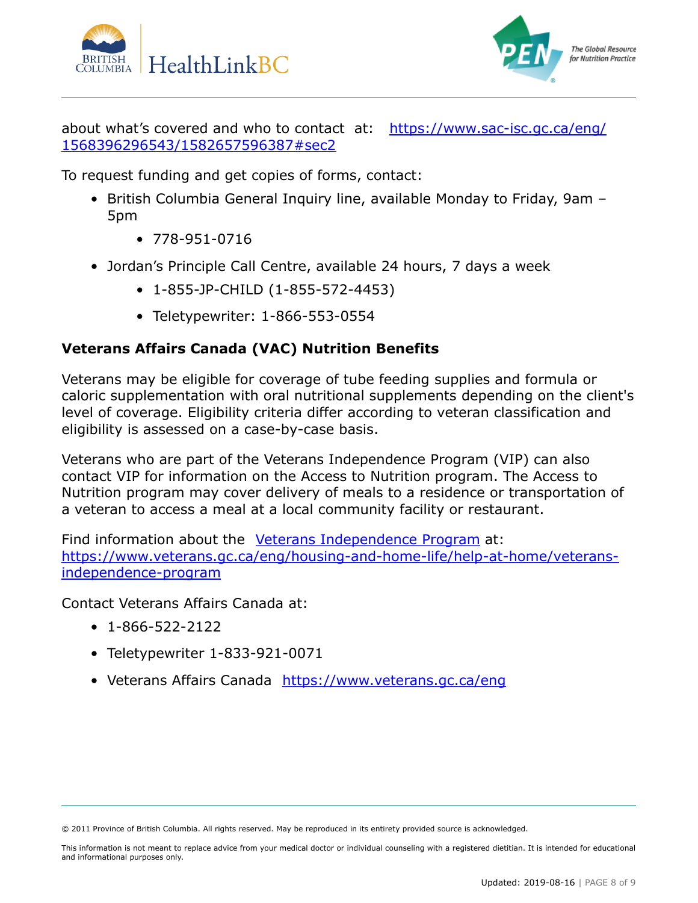about what's covered and who to contact at: [https://www.sac-isc.gc.ca/eng/1568396296543/1582657596387#sec2](https://www.sac-isc.gc.ca/eng/1568396296543/1582657596387#sec2)

To request funding and get copies of forms, contact:

- British Columbia General Inquiry line, available Monday to Friday, 9am – 5pm
  - 778-951-0716
- Jordan's Principle Call Centre, available 24 hours, 7 days a week
  - 1-855-JP-CHILD (1-855-572-4453)
  - Teletypewriter: 1-866-553-0554

**Veterans Affairs Canada (VAC) Nutrition Benefits**

Veterans may be eligible for coverage of tube feeding supplies and formula or caloric supplementation with oral nutritional supplements depending on the client's level of coverage. Eligibility criteria differ according to veteran classification and eligibility is assessed on a case-by-case basis.

Veterans who are part of the Veterans Independence Program (VIP) can also contact VIP for information on the Access to Nutrition program. The Access to Nutrition program may cover delivery of meals to a residence or transportation of a veteran to access a meal at a local community facility or restaurant.

Find information about the [Veterans Independence Program](https://www.veterans.gc.ca/eng/housing-and-home-life/help-at-home/veterans-independence-program) at: [https://www.veterans.gc.ca/eng/housing-and-home-life/help-at-home/veterans-independence-program](https://www.veterans.gc.ca/eng/housing-and-home-life/help-at-home/veterans-independence-program)

Contact Veterans Affairs Canada at:

- 1-866-522-2122
- Teletypewriter 1-833-921-0071
- Veterans Affairs Canada [https://www.veterans.gc.ca/eng](https://www.veterans.gc.ca/eng)

© 2011 Province of British Columbia. All rights reserved. May be reproduced in its entirety provided source is acknowledged.

This information is not meant to replace advice from your medical doctor or individual counseling with a registered dietitian. It is intended for educational and informational purposes only.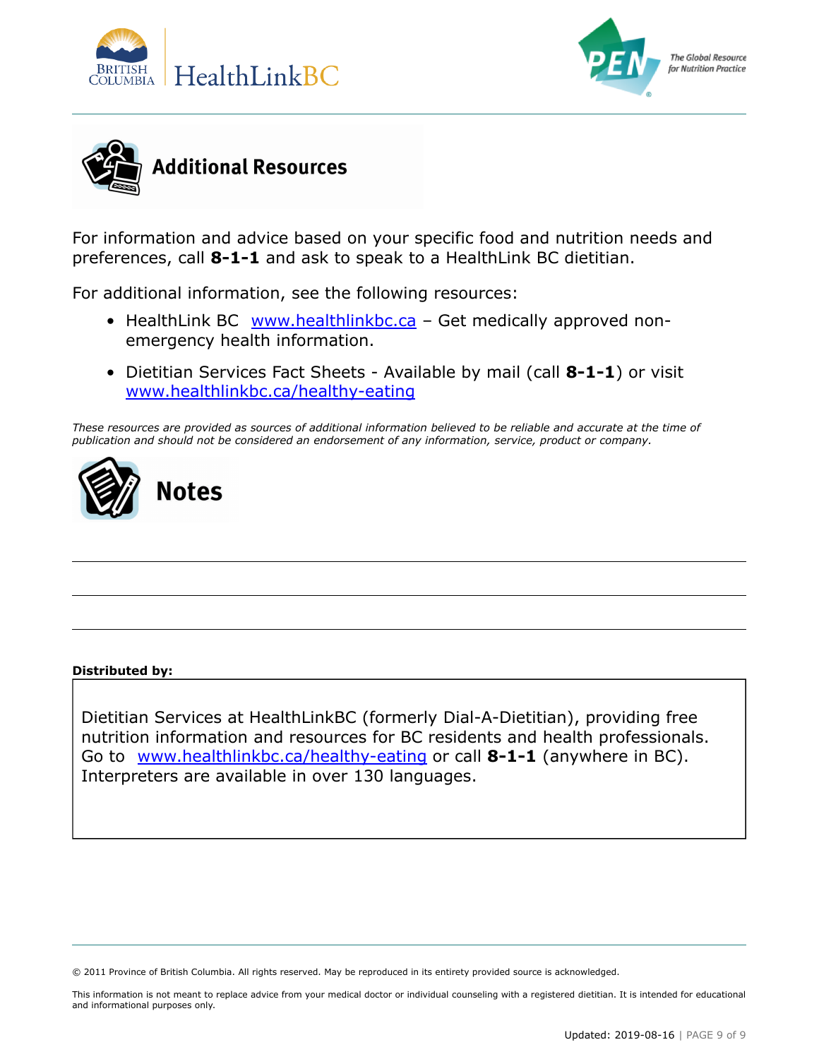## Additional Resources

For information and advice based on your specific food and nutrition needs and preferences, call **8-1-1** and ask to speak to a HealthLink BC dietitian.

For additional information, see the following resources:

- HealthLink BC www.healthlinkbc.ca – Get medically approved non-emergency health information.
- Dietitian Services Fact Sheets - Available by mail (call **8-1-1**) or visit www.healthlinkbc.ca/healthy-eating

*These resources are provided as sources of additional information believed to be reliable and accurate at the time of publication and should not be considered an endorsement of any information, service, product or company.*

## Notes

**Distributed by:**

Dietitian Services at HealthLinkBC (formerly Dial-A-Dietitian), providing free nutrition information and resources for BC residents and health professionals. Go to www.healthlinkbc.ca/healthy-eating or call **8-1-1** (anywhere in BC). Interpreters are available in over 130 languages.

© 2011 Province of British Columbia. All rights reserved. May be reproduced in its entirety provided source is acknowledged.

This information is not meant to replace advice from your medical doctor or individual counseling with a registered dietitian. It is intended for educational and informational purposes only.

Updated: 2019-08-16